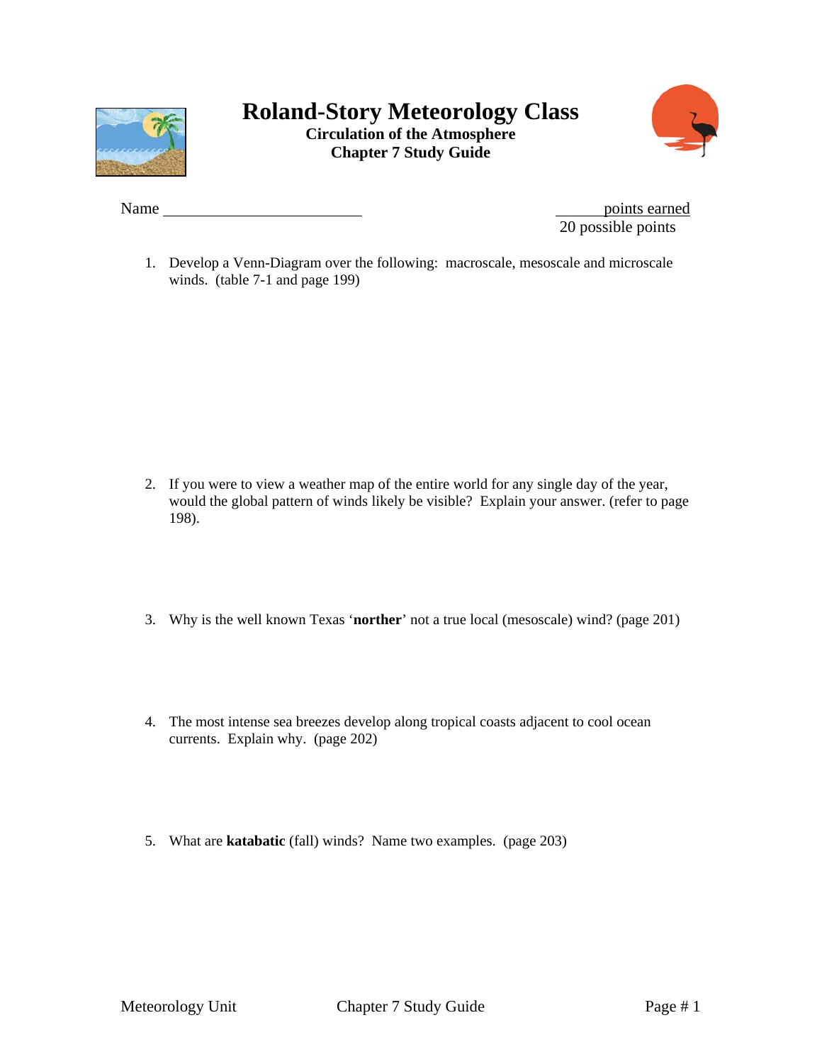# Roland-Story Meteorology Class

## Circulation of the Atmosphere
## Chapter 7 Study Guide

Name ______________________

______ points earned
20 possible points

1. Develop a Venn-Diagram over the following: macroscale, mesoscale and microscale winds. (table 7-1 and page 199)

2. If you were to view a weather map of the entire world for any single day of the year, would the global pattern of winds likely be visible? Explain your answer. (refer to page 198).

3. Why is the well known Texas '**norther**' not a true local (mesoscale) wind? (page 201)

4. The most intense sea breezes develop along tropical coasts adjacent to cool ocean currents. Explain why. (page 202)

5. What are **katabatic** (fall) winds? Name two examples. (page 203)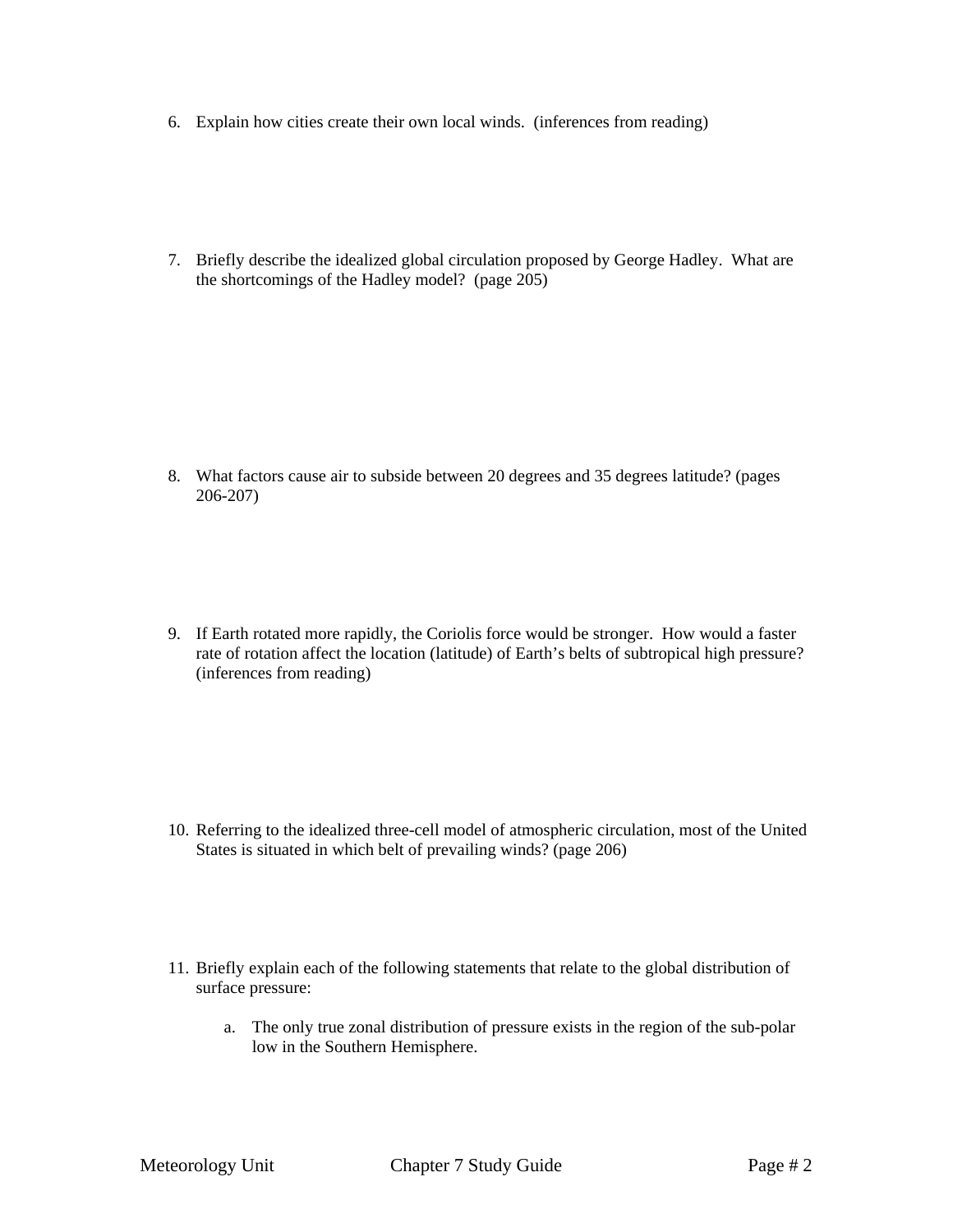6. Explain how cities create their own local winds. (inferences from reading)

7. Briefly describe the idealized global circulation proposed by George Hadley. What are the shortcomings of the Hadley model? (page 205)

8. What factors cause air to subside between 20 degrees and 35 degrees latitude? (pages 206-207)

9. If Earth rotated more rapidly, the Coriolis force would be stronger. How would a faster rate of rotation affect the location (latitude) of Earth's belts of subtropical high pressure? (inferences from reading)

10. Referring to the idealized three-cell model of atmospheric circulation, most of the United States is situated in which belt of prevailing winds? (page 206)

11. Briefly explain each of the following statements that relate to the global distribution of surface pressure:

    a. The only true zonal distribution of pressure exists in the region of the sub-polar low in the Southern Hemisphere.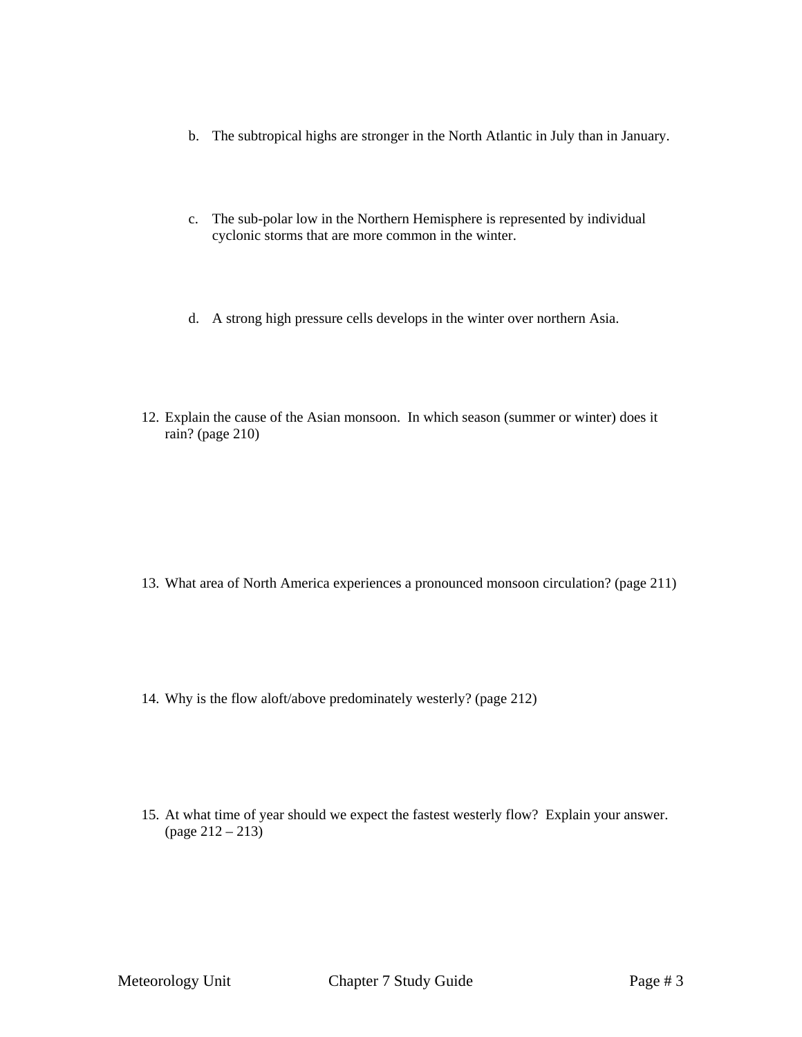b. The subtropical highs are stronger in the North Atlantic in July than in January.

c. The sub-polar low in the Northern Hemisphere is represented by individual cyclonic storms that are more common in the winter.

d. A strong high pressure cells develops in the winter over northern Asia.

12. Explain the cause of the Asian monsoon. In which season (summer or winter) does it rain? (page 210)

13. What area of North America experiences a pronounced monsoon circulation? (page 211)

14. Why is the flow aloft/above predominately westerly? (page 212)

15. At what time of year should we expect the fastest westerly flow? Explain your answer. (page 212 – 213)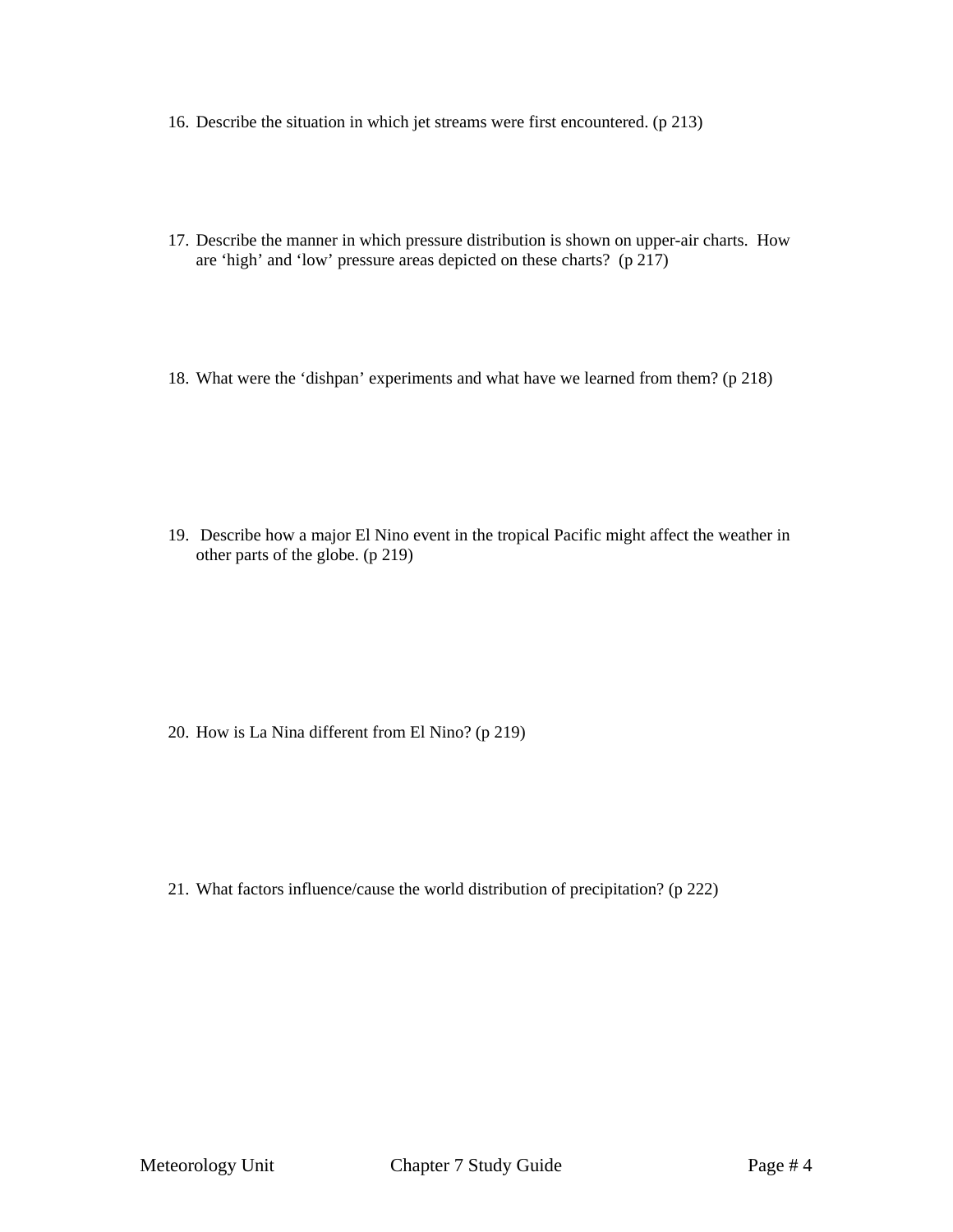16. Describe the situation in which jet streams were first encountered. (p 213)

17. Describe the manner in which pressure distribution is shown on upper-air charts. How are ‘high’ and ‘low’ pressure areas depicted on these charts? (p 217)

18. What were the ‘dishpan’ experiments and what have we learned from them? (p 218)

19. Describe how a major El Nino event in the tropical Pacific might affect the weather in other parts of the globe. (p 219)

20. How is La Nina different from El Nino? (p 219)

21. What factors influence/cause the world distribution of precipitation? (p 222)